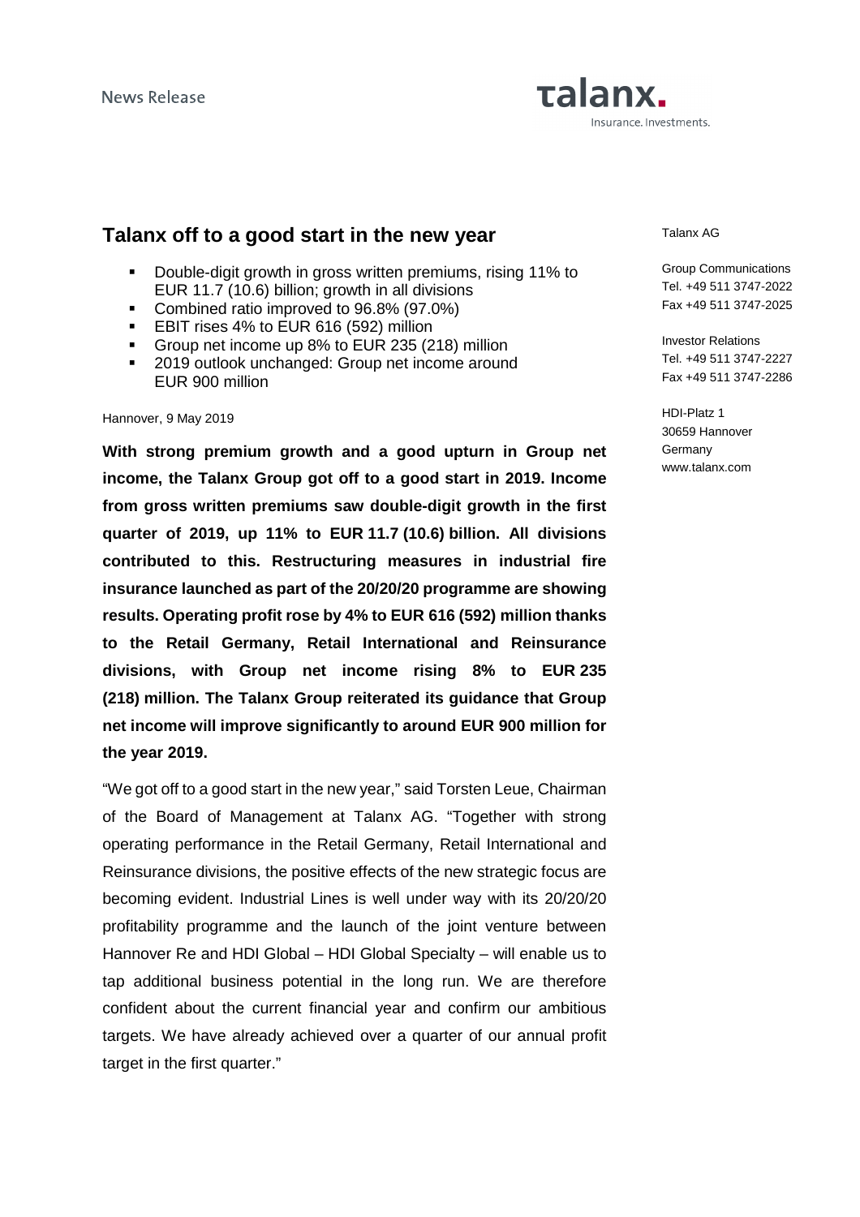News Release

# Talanx off to a good start in the new year

- Double-digit growth in gross written premiums, rising 11% to EUR 11.7 (10.6) billion; growth in all divisions
- Combined ratio improved to 96.8% (97.0%)
- EBIT rises 4% to EUR 616 (592) million
- Group net income up 8% to EUR 235 (218) million
- 2019 outlook unchanged: Group net income around EUR 900 million

Hannover, 9 May 2019

**With strong premium growth and a good upturn in Group net income, the Talanx Group got off to a good start in 2019. Income from gross written premiums saw double-digit growth in the first quarter of 2019, up 11% to EUR 11.7 (10.6) billion. All divisions contributed to this. Restructuring measures in industrial fire insurance launched as part of the 20/20/20 programme are showing results. Operating profit rose by 4% to EUR 616 (592) million thanks to the Retail Germany, Retail International and Reinsurance divisions, with Group net income rising 8% to EUR 235 (218) million. The Talanx Group reiterated its guidance that Group net income will improve significantly to around EUR 900 million for the year 2019.**

"We got off to a good start in the new year," said Torsten Leue, Chairman of the Board of Management at Talanx AG. "Together with strong operating performance in the Retail Germany, Retail International and Reinsurance divisions, the positive effects of the new strategic focus are becoming evident. Industrial Lines is well under way with its 20/20/20 profitability programme and the launch of the joint venture between Hannover Re and HDI Global – HDI Global Specialty – will enable us to tap additional business potential in the long run. We are therefore confident about the current financial year and confirm our ambitious targets. We have already achieved over a quarter of our annual profit target in the first quarter."

Talanx AG

Group Communications
Tel. +49 511 3747-2022
Fax +49 511 3747-2025

Investor Relations
Tel. +49 511 3747-2227
Fax +49 511 3747-2286

HDI-Platz 1
30659 Hannover
Germany
www.talanx.com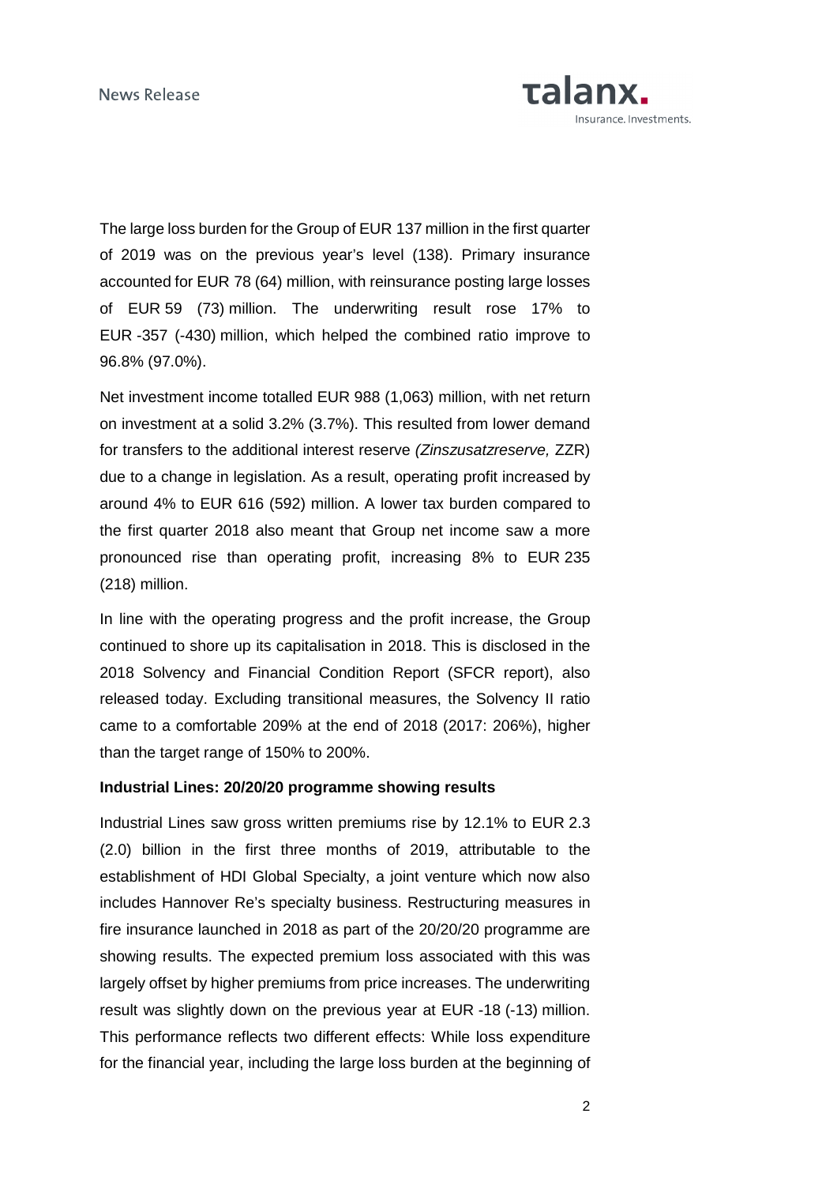The large loss burden for the Group of EUR 137 million in the first quarter of 2019 was on the previous year's level (138). Primary insurance accounted for EUR 78 (64) million, with reinsurance posting large losses of EUR 59 (73) million. The underwriting result rose 17% to EUR -357 (-430) million, which helped the combined ratio improve to 96.8% (97.0%).

Net investment income totalled EUR 988 (1,063) million, with net return on investment at a solid 3.2% (3.7%). This resulted from lower demand for transfers to the additional interest reserve *(Zinszusatzreserve,* ZZR) due to a change in legislation. As a result, operating profit increased by around 4% to EUR 616 (592) million. A lower tax burden compared to the first quarter 2018 also meant that Group net income saw a more pronounced rise than operating profit, increasing 8% to EUR 235 (218) million.

In line with the operating progress and the profit increase, the Group continued to shore up its capitalisation in 2018. This is disclosed in the 2018 Solvency and Financial Condition Report (SFCR report), also released today. Excluding transitional measures, the Solvency II ratio came to a comfortable 209% at the end of 2018 (2017: 206%), higher than the target range of 150% to 200%.

**Industrial Lines: 20/20/20 programme showing results**

Industrial Lines saw gross written premiums rise by 12.1% to EUR 2.3 (2.0) billion in the first three months of 2019, attributable to the establishment of HDI Global Specialty, a joint venture which now also includes Hannover Re's specialty business. Restructuring measures in fire insurance launched in 2018 as part of the 20/20/20 programme are showing results. The expected premium loss associated with this was largely offset by higher premiums from price increases. The underwriting result was slightly down on the previous year at EUR -18 (-13) million. This performance reflects two different effects: While loss expenditure for the financial year, including the large loss burden at the beginning of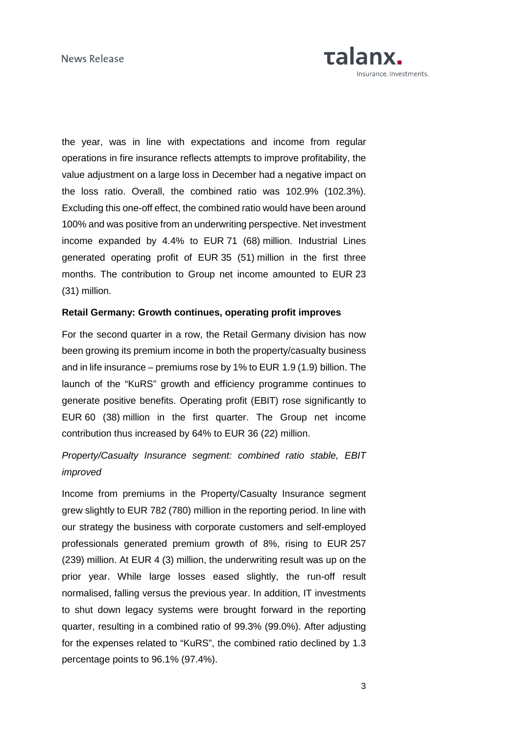the year, was in line with expectations and income from regular operations in fire insurance reflects attempts to improve profitability, the value adjustment on a large loss in December had a negative impact on the loss ratio. Overall, the combined ratio was 102.9% (102.3%). Excluding this one-off effect, the combined ratio would have been around 100% and was positive from an underwriting perspective. Net investment income expanded by 4.4% to EUR 71 (68) million. Industrial Lines generated operating profit of EUR 35 (51) million in the first three months. The contribution to Group net income amounted to EUR 23 (31) million.

**Retail Germany: Growth continues, operating profit improves**

For the second quarter in a row, the Retail Germany division has now been growing its premium income in both the property/casualty business and in life insurance – premiums rose by 1% to EUR 1.9 (1.9) billion. The launch of the "KuRS" growth and efficiency programme continues to generate positive benefits. Operating profit (EBIT) rose significantly to EUR 60 (38) million in the first quarter. The Group net income contribution thus increased by 64% to EUR 36 (22) million.

*Property/Casualty Insurance segment: combined ratio stable, EBIT improved*

Income from premiums in the Property/Casualty Insurance segment grew slightly to EUR 782 (780) million in the reporting period. In line with our strategy the business with corporate customers and self-employed professionals generated premium growth of 8%, rising to EUR 257 (239) million. At EUR 4 (3) million, the underwriting result was up on the prior year. While large losses eased slightly, the run-off result normalised, falling versus the previous year. In addition, IT investments to shut down legacy systems were brought forward in the reporting quarter, resulting in a combined ratio of 99.3% (99.0%). After adjusting for the expenses related to "KuRS", the combined ratio declined by 1.3 percentage points to 96.1% (97.4%).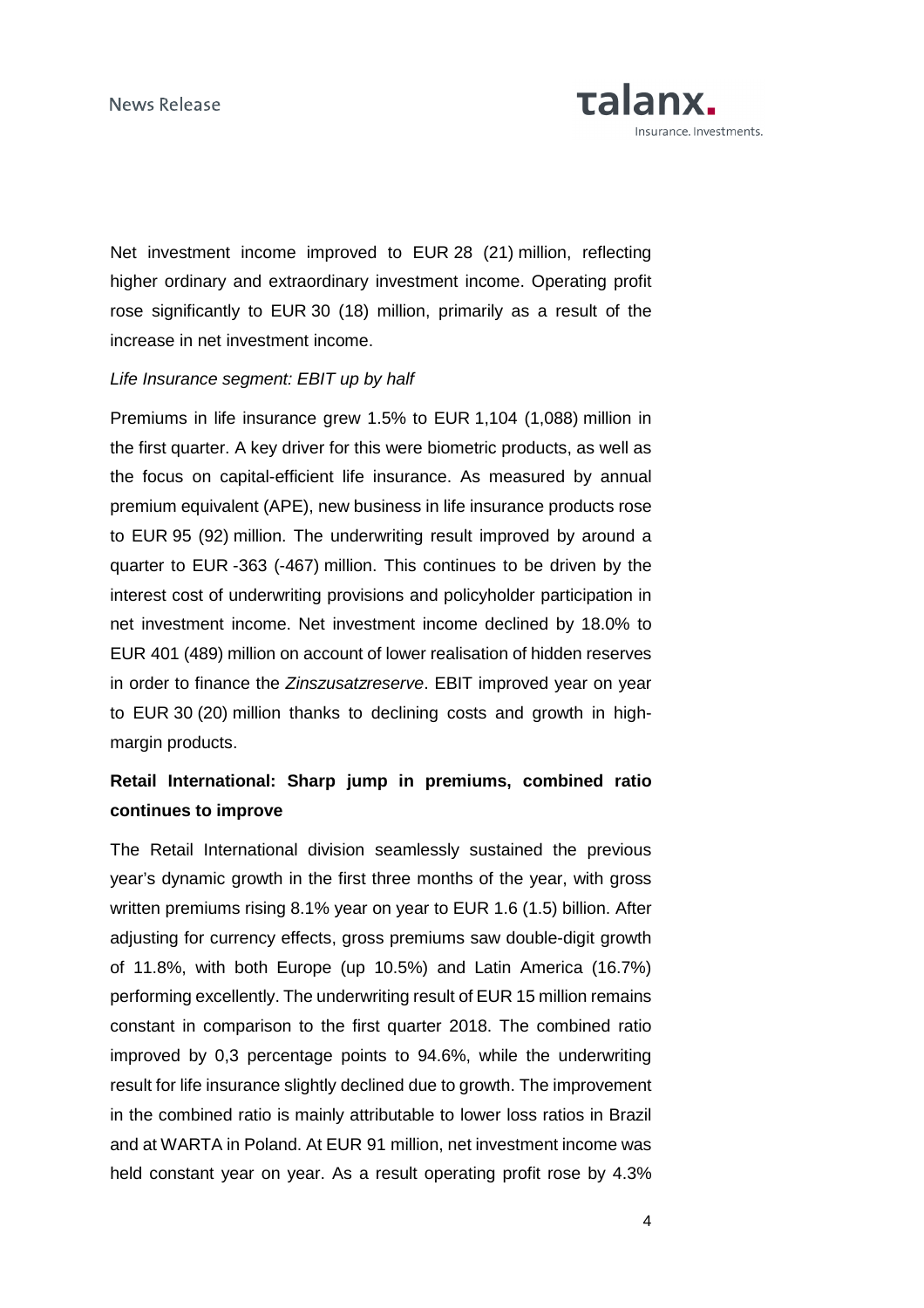Net investment income improved to EUR 28 (21) million, reflecting higher ordinary and extraordinary investment income. Operating profit rose significantly to EUR 30 (18) million, primarily as a result of the increase in net investment income.

*Life Insurance segment: EBIT up by half*

Premiums in life insurance grew 1.5% to EUR 1,104 (1,088) million in the first quarter. A key driver for this were biometric products, as well as the focus on capital-efficient life insurance. As measured by annual premium equivalent (APE), new business in life insurance products rose to EUR 95 (92) million. The underwriting result improved by around a quarter to EUR -363 (-467) million. This continues to be driven by the interest cost of underwriting provisions and policyholder participation in net investment income. Net investment income declined by 18.0% to EUR 401 (489) million on account of lower realisation of hidden reserves in order to finance the *Zinszusatzreserve*. EBIT improved year on year to EUR 30 (20) million thanks to declining costs and growth in high-margin products.

**Retail International: Sharp jump in premiums, combined ratio continues to improve**

The Retail International division seamlessly sustained the previous year's dynamic growth in the first three months of the year, with gross written premiums rising 8.1% year on year to EUR 1.6 (1.5) billion. After adjusting for currency effects, gross premiums saw double-digit growth of 11.8%, with both Europe (up 10.5%) and Latin America (16.7%) performing excellently. The underwriting result of EUR 15 million remains constant in comparison to the first quarter 2018. The combined ratio improved by 0,3 percentage points to 94.6%, while the underwriting result for life insurance slightly declined due to growth. The improvement in the combined ratio is mainly attributable to lower loss ratios in Brazil and at WARTA in Poland. At EUR 91 million, net investment income was held constant year on year. As a result operating profit rose by 4.3%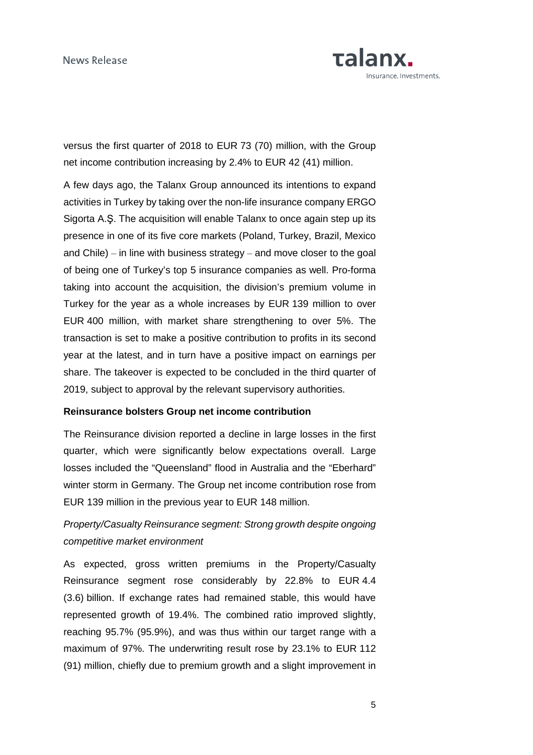versus the first quarter of 2018 to EUR 73 (70) million, with the Group net income contribution increasing by 2.4% to EUR 42 (41) million.

A few days ago, the Talanx Group announced its intentions to expand activities in Turkey by taking over the non-life insurance company ERGO Sigorta A.Ş. The acquisition will enable Talanx to once again step up its presence in one of its five core markets (Poland, Turkey, Brazil, Mexico and Chile) – in line with business strategy – and move closer to the goal of being one of Turkey's top 5 insurance companies as well. Pro-forma taking into account the acquisition, the division's premium volume in Turkey for the year as a whole increases by EUR 139 million to over EUR 400 million, with market share strengthening to over 5%. The transaction is set to make a positive contribution to profits in its second year at the latest, and in turn have a positive impact on earnings per share. The takeover is expected to be concluded in the third quarter of 2019, subject to approval by the relevant supervisory authorities.

**Reinsurance bolsters Group net income contribution**

The Reinsurance division reported a decline in large losses in the first quarter, which were significantly below expectations overall. Large losses included the "Queensland" flood in Australia and the "Eberhard" winter storm in Germany. The Group net income contribution rose from EUR 139 million in the previous year to EUR 148 million.

*Property/Casualty Reinsurance segment: Strong growth despite ongoing competitive market environment*

As expected, gross written premiums in the Property/Casualty Reinsurance segment rose considerably by 22.8% to EUR 4.4 (3.6) billion. If exchange rates had remained stable, this would have represented growth of 19.4%. The combined ratio improved slightly, reaching 95.7% (95.9%), and was thus within our target range with a maximum of 97%. The underwriting result rose by 23.1% to EUR 112 (91) million, chiefly due to premium growth and a slight improvement in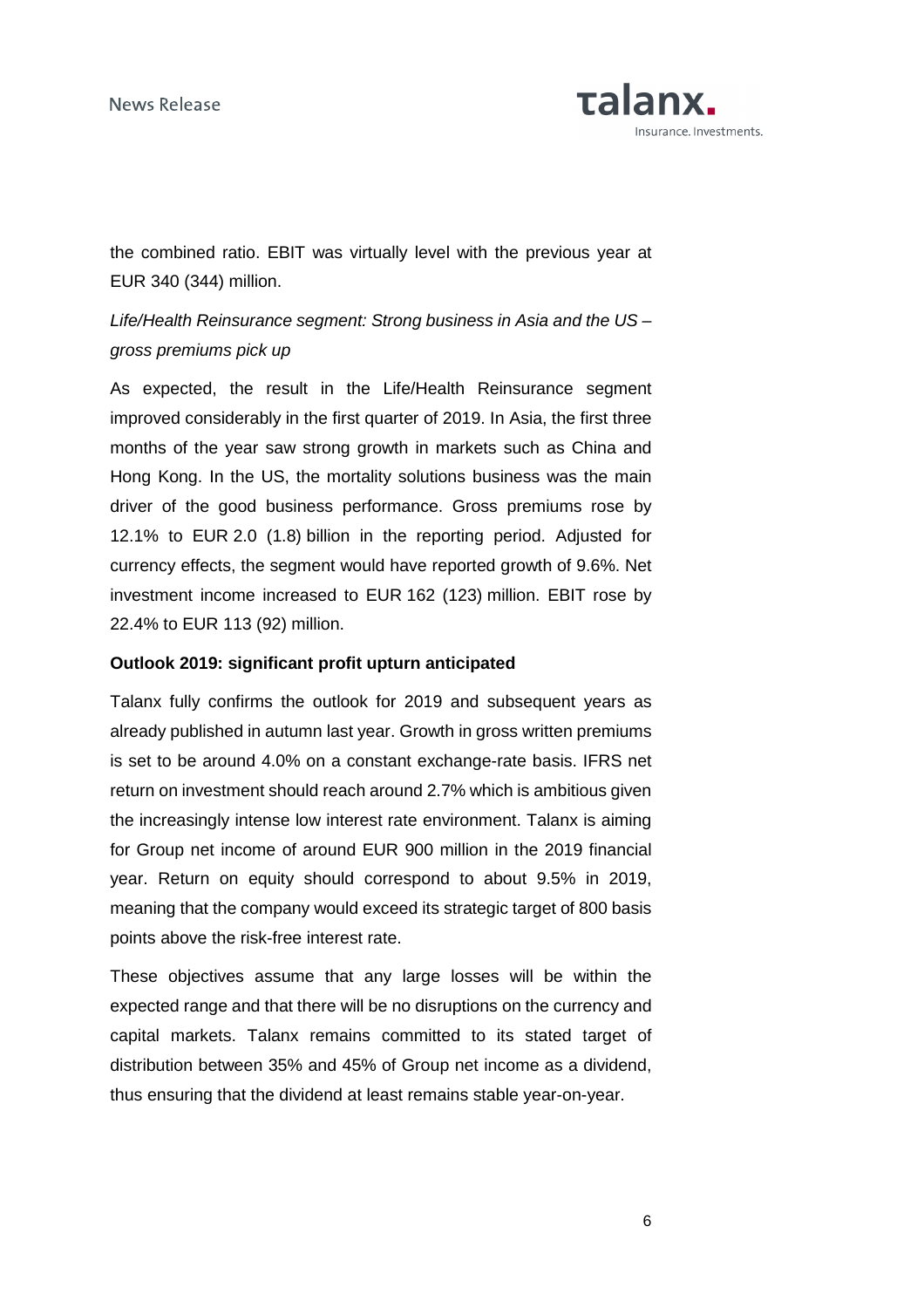the combined ratio. EBIT was virtually level with the previous year at EUR 340 (344) million.

*Life/Health Reinsurance segment: Strong business in Asia and the US – gross premiums pick up*

As expected, the result in the Life/Health Reinsurance segment improved considerably in the first quarter of 2019. In Asia, the first three months of the year saw strong growth in markets such as China and Hong Kong. In the US, the mortality solutions business was the main driver of the good business performance. Gross premiums rose by 12.1% to EUR 2.0 (1.8) billion in the reporting period. Adjusted for currency effects, the segment would have reported growth of 9.6%. Net investment income increased to EUR 162 (123) million. EBIT rose by 22.4% to EUR 113 (92) million.

**Outlook 2019: significant profit upturn anticipated**

Talanx fully confirms the outlook for 2019 and subsequent years as already published in autumn last year. Growth in gross written premiums is set to be around 4.0% on a constant exchange-rate basis. IFRS net return on investment should reach around 2.7% which is ambitious given the increasingly intense low interest rate environment. Talanx is aiming for Group net income of around EUR 900 million in the 2019 financial year. Return on equity should correspond to about 9.5% in 2019, meaning that the company would exceed its strategic target of 800 basis points above the risk-free interest rate.

These objectives assume that any large losses will be within the expected range and that there will be no disruptions on the currency and capital markets. Talanx remains committed to its stated target of distribution between 35% and 45% of Group net income as a dividend, thus ensuring that the dividend at least remains stable year-on-year.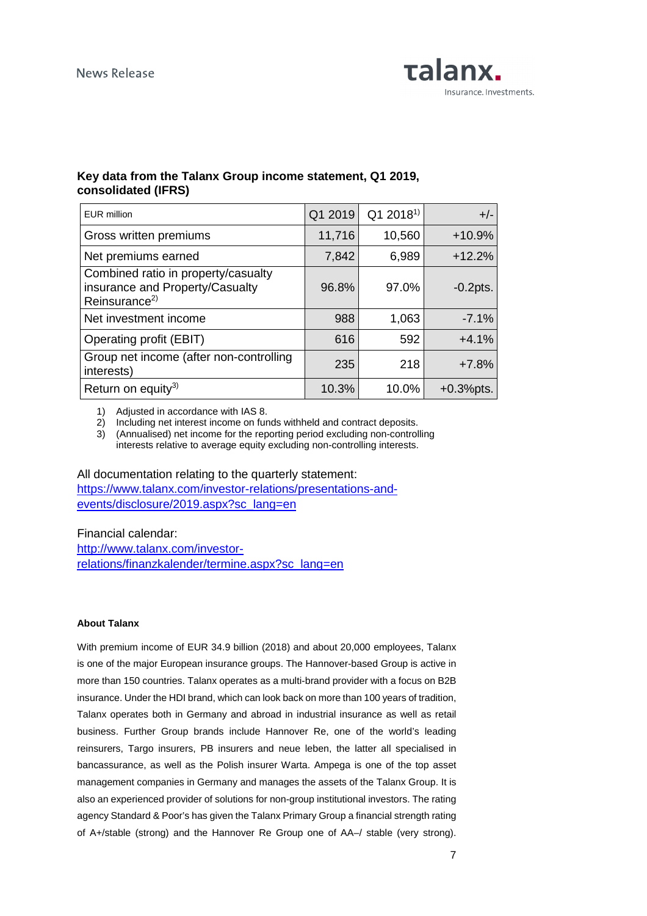**Key data from the Talanx Group income statement, Q1 2019, consolidated (IFRS)**

| EUR million | Q1 2019 | Q1 2018[1)] | +/- |
|---|---|---|---|
| Gross written premiums | 11,716 | 10,560 | +10.9% |
| Net premiums earned | 7,842 | 6,989 | +12.2% |
| Combined ratio in property/casualty insurance and Property/Casualty Reinsurance[2)] | 96.8% | 97.0% | -0.2pts. |
| Net investment income | 988 | 1,063 | -7.1% |
| Operating profit (EBIT) | 616 | 592 | +4.1% |
| Group net income (after non-controlling interests) | 235 | 218 | +7.8% |
| Return on equity[3)] | 10.3% | 10.0% | +0.3%pts. |

1) Adjusted in accordance with IAS 8.
2) Including net interest income on funds withheld and contract deposits.
3) (Annualised) net income for the reporting period excluding non-controlling interests relative to average equity excluding non-controlling interests.

All documentation relating to the quarterly statement:
https://www.talanx.com/investor-relations/presentations-and-events/disclosure/2019.aspx?sc_lang=en

Financial calendar:
http://www.talanx.com/investor-relations/finanzkalender/termine.aspx?sc_lang=en

**About Talanx**

With premium income of EUR 34.9 billion (2018) and about 20,000 employees, Talanx is one of the major European insurance groups. The Hannover-based Group is active in more than 150 countries. Talanx operates as a multi-brand provider with a focus on B2B insurance. Under the HDI brand, which can look back on more than 100 years of tradition, Talanx operates both in Germany and abroad in industrial insurance as well as retail business. Further Group brands include Hannover Re, one of the world's leading reinsurers, Targo insurers, PB insurers and neue leben, the latter all specialised in bancassurance, as well as the Polish insurer Warta. Ampega is one of the top asset management companies in Germany and manages the assets of the Talanx Group. It is also an experienced provider of solutions for non-group institutional investors. The rating agency Standard & Poor's has given the Talanx Primary Group a financial strength rating of A+/stable (strong) and the Hannover Re Group one of AA–/ stable (very strong).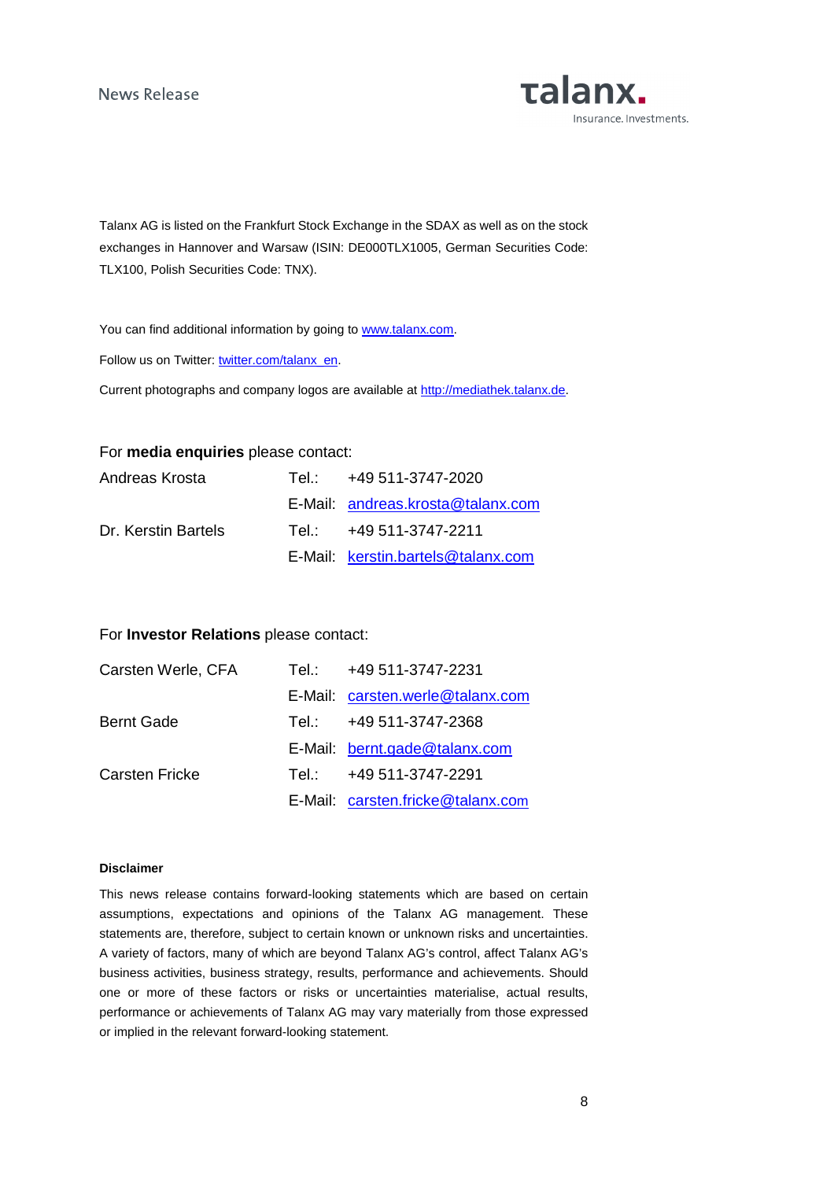Talanx AG is listed on the Frankfurt Stock Exchange in the SDAX as well as on the stock exchanges in Hannover and Warsaw (ISIN: DE000TLX1005, German Securities Code: TLX100, Polish Securities Code: TNX).

You can find additional information by going to www.talanx.com.

Follow us on Twitter: twitter.com/talanx_en.

Current photographs and company logos are available at http://mediathek.talanx.de.

For **media enquiries** please contact:

| | | |
|---|---|---|
| Andreas Krosta | Tel.: | +49 511-3747-2020 |
| | E-Mail: | andreas.krosta@talanx.com |
| Dr. Kerstin Bartels | Tel.: | +49 511-3747-2211 |
| | E-Mail: | kerstin.bartels@talanx.com |

For **Investor Relations** please contact:

| | | |
|---|---|---|
| Carsten Werle, CFA | Tel.: | +49 511-3747-2231 |
| | E-Mail: | carsten.werle@talanx.com |
| Bernt Gade | Tel.: | +49 511-3747-2368 |
| | E-Mail: | bernt.gade@talanx.com |
| Carsten Fricke | Tel.: | +49 511-3747-2291 |
| | E-Mail: | carsten.fricke@talanx.com |

**Disclaimer**

This news release contains forward-looking statements which are based on certain assumptions, expectations and opinions of the Talanx AG management. These statements are, therefore, subject to certain known or unknown risks and uncertainties. A variety of factors, many of which are beyond Talanx AG's control, affect Talanx AG's business activities, business strategy, results, performance and achievements. Should one or more of these factors or risks or uncertainties materialise, actual results, performance or achievements of Talanx AG may vary materially from those expressed or implied in the relevant forward-looking statement.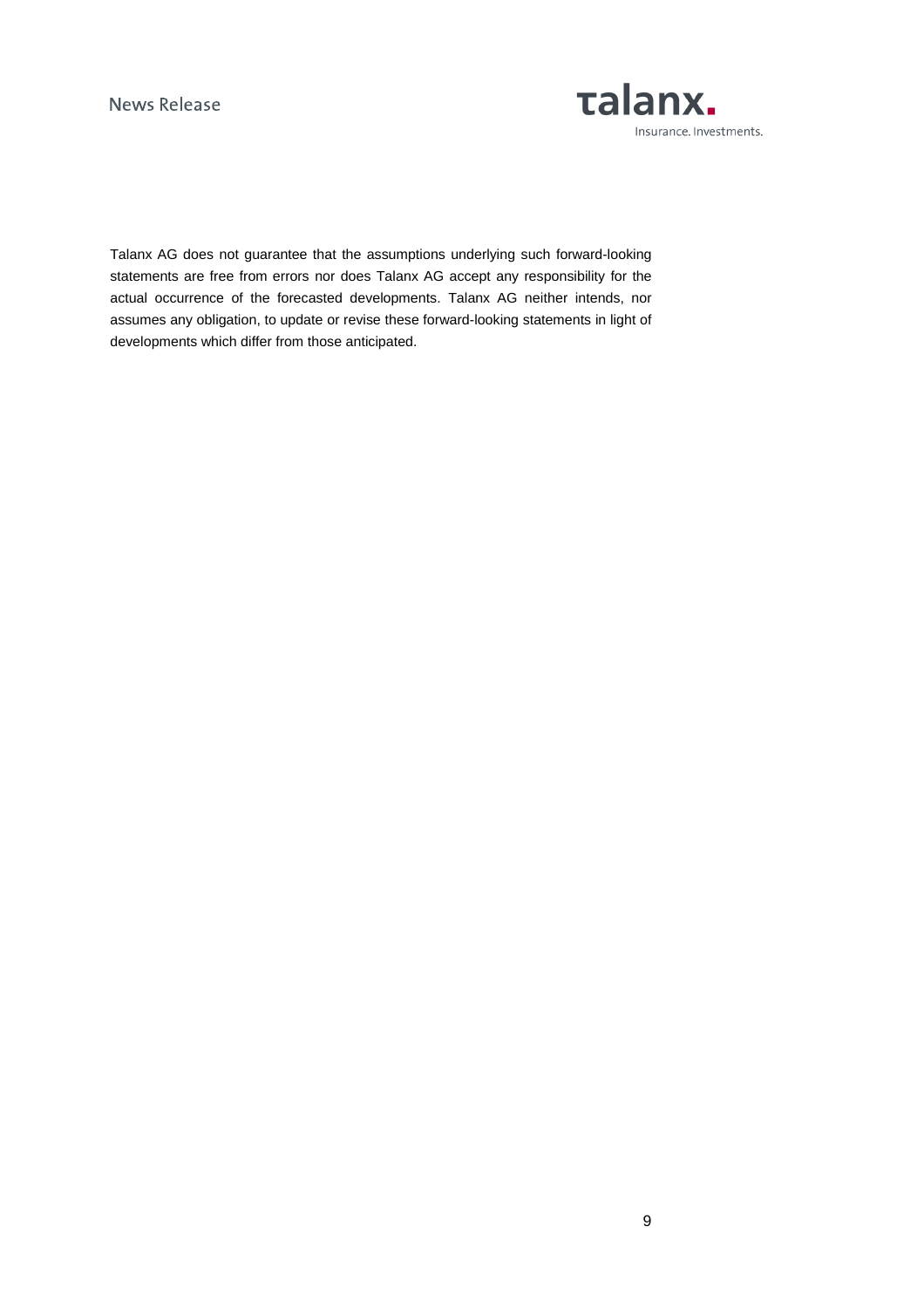Talanx AG does not guarantee that the assumptions underlying such forward-looking statements are free from errors nor does Talanx AG accept any responsibility for the actual occurrence of the forecasted developments. Talanx AG neither intends, nor assumes any obligation, to update or revise these forward-looking statements in light of developments which differ from those anticipated.